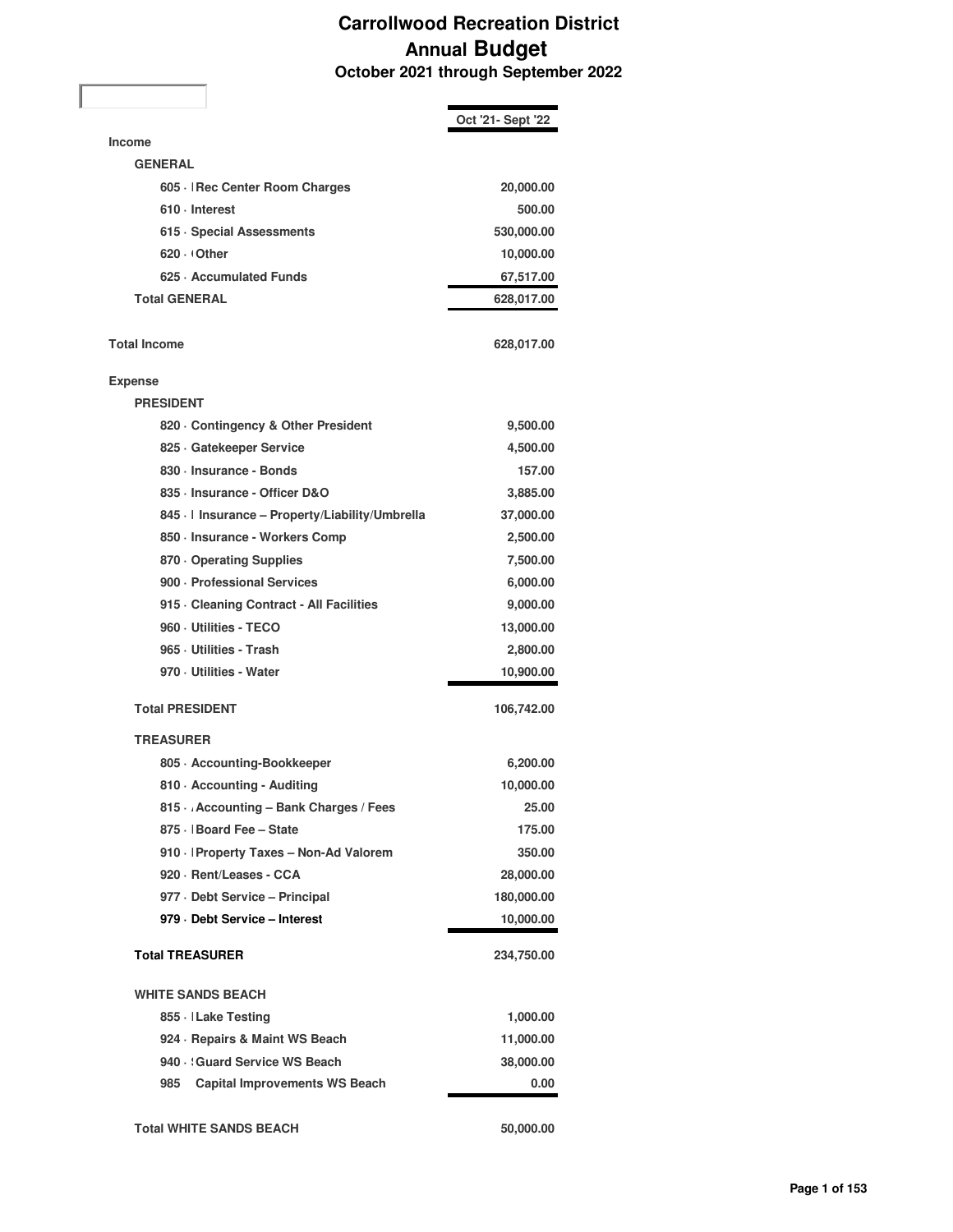# Carrollwood Recreation District
## Annual Budget
### October 2021 through September 2022

| | Oct '21- Sept '22 |
|---|---|
| **Income** | |
| **GENERAL** | |
| 605 · Rec Center Room Charges | 20,000.00 |
| 610 · Interest | 500.00 |
| 615 · Special Assessments | 530,000.00 |
| 620 · Other | 10,000.00 |
| 625 · Accumulated Funds | 67,517.00 |
| **Total GENERAL** | 628,017.00 |
| **Total Income** | 628,017.00 |
| **Expense** | |
| **PRESIDENT** | |
| 820 · Contingency & Other President | 9,500.00 |
| 825 · Gatekeeper Service | 4,500.00 |
| 830 · Insurance - Bonds | 157.00 |
| 835 · Insurance - Officer D&O | 3,885.00 |
| 845 · Insurance – Property/Liability/Umbrella | 37,000.00 |
| 850 · Insurance - Workers Comp | 2,500.00 |
| 870 · Operating Supplies | 7,500.00 |
| 900 · Professional Services | 6,000.00 |
| 915 · Cleaning Contract - All Facilities | 9,000.00 |
| 960 · Utilities - TECO | 13,000.00 |
| 965 · Utilities - Trash | 2,800.00 |
| 970 · Utilities - Water | 10,900.00 |
| **Total PRESIDENT** | 106,742.00 |
| **TREASURER** | |
| 805 · Accounting-Bookkeeper | 6,200.00 |
| 810 · Accounting - Auditing | 10,000.00 |
| 815 · Accounting – Bank Charges / Fees | 25.00 |
| 875 · Board Fee – State | 175.00 |
| 910 · Property Taxes – Non-Ad Valorem | 350.00 |
| 920 · Rent/Leases - CCA | 28,000.00 |
| 977 · Debt Service – Principal | 180,000.00 |
| 979 · Debt Service – Interest | 10,000.00 |
| **Total TREASURER** | 234,750.00 |
| **WHITE SANDS BEACH** | |
| 855 · Lake Testing | 1,000.00 |
| 924 · Repairs & Maint WS Beach | 11,000.00 |
| 940 · Guard Service WS Beach | 38,000.00 |
| 985 Capital Improvements WS Beach | 0.00 |
| **Total WHITE SANDS BEACH** | 50,000.00 |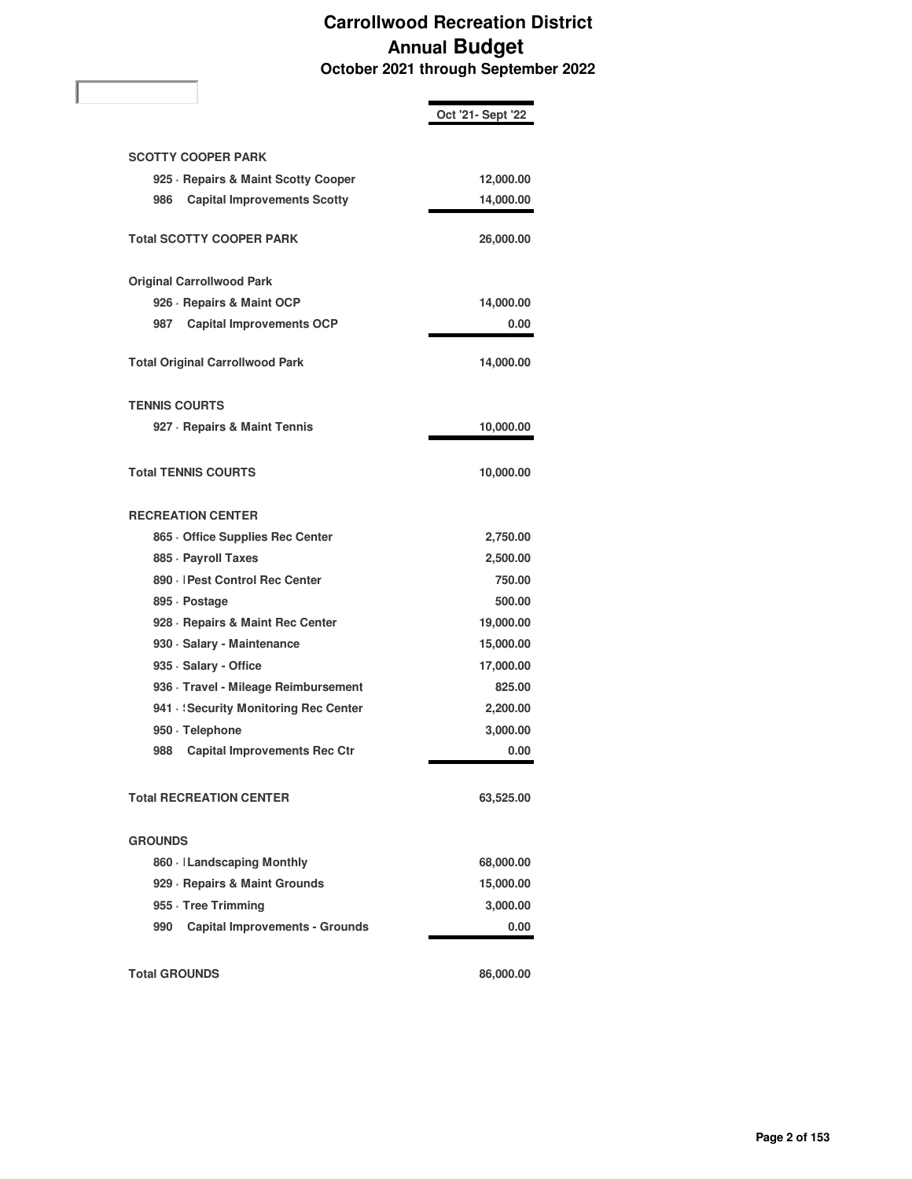# Carrollwood Recreation District
## Annual Budget
### October 2021 through September 2022

| | Oct '21- Sept '22 |
|---|---|
| **SCOTTY COOPER PARK** | |
| 925 · Repairs & Maint Scotty Cooper | 12,000.00 |
| 986 Capital Improvements Scotty | 14,000.00 |
| **Total SCOTTY COOPER PARK** | 26,000.00 |
| **Original Carrollwood Park** | |
| 926 · Repairs & Maint OCP | 14,000.00 |
| 987 Capital Improvements OCP | 0.00 |
| **Total Original Carrollwood Park** | 14,000.00 |
| **TENNIS COURTS** | |
| 927 · Repairs & Maint Tennis | 10,000.00 |
| **Total TENNIS COURTS** | 10,000.00 |
| **RECREATION CENTER** | |
| 865 · Office Supplies Rec Center | 2,750.00 |
| 885 · Payroll Taxes | 2,500.00 |
| 890 · Pest Control Rec Center | 750.00 |
| 895 · Postage | 500.00 |
| 928 · Repairs & Maint Rec Center | 19,000.00 |
| 930 · Salary - Maintenance | 15,000.00 |
| 935 · Salary - Office | 17,000.00 |
| 936 · Travel - Mileage Reimbursement | 825.00 |
| 941 · Security Monitoring Rec Center | 2,200.00 |
| 950 · Telephone | 3,000.00 |
| 988 Capital Improvements Rec Ctr | 0.00 |
| **Total RECREATION CENTER** | 63,525.00 |
| **GROUNDS** | |
| 860 · Landscaping Monthly | 68,000.00 |
| 929 · Repairs & Maint Grounds | 15,000.00 |
| 955 · Tree Trimming | 3,000.00 |
| 990 Capital Improvements - Grounds | 0.00 |
| **Total GROUNDS** | 86,000.00 |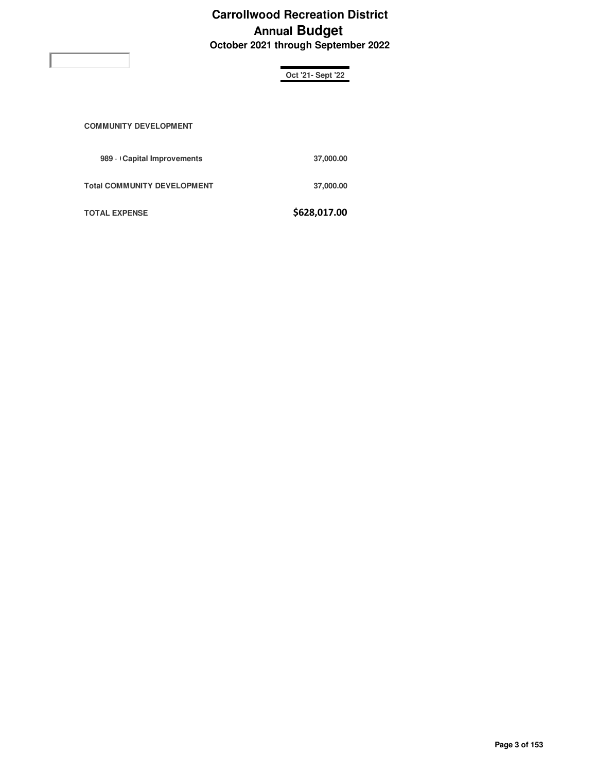# Carrollwood Recreation District

## Annual Budget

### October 2021 through September 2022

| | Oct '21- Sept '22 |
|---|---|
| **COMMUNITY DEVELOPMENT** | |
| 989 · (Capital Improvements | 37,000.00 |
| **Total COMMUNITY DEVELOPMENT** | 37,000.00 |
| **TOTAL EXPENSE** | **$628,017.00** |